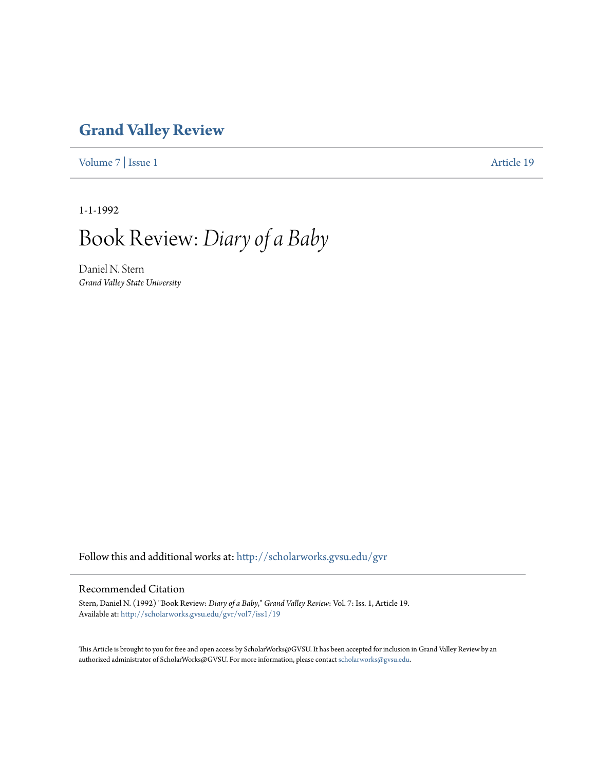# Grand Valley Review

Volume 7 | Issue 1 Article 19

1-1-1992

# Book Review: *Diary of a Baby*

Daniel N. Stern
*Grand Valley State University*

Follow this and additional works at: http://scholarworks.gvsu.edu/gvr

## Recommended Citation

Stern, Daniel N. (1992) "Book Review: *Diary of a Baby*," *Grand Valley Review*: Vol. 7: Iss. 1, Article 19.
Available at: http://scholarworks.gvsu.edu/gvr/vol7/iss1/19

This Article is brought to you for free and open access by ScholarWorks@GVSU. It has been accepted for inclusion in Grand Valley Review by an authorized administrator of ScholarWorks@GVSU. For more information, please contact scholarworks@gvsu.edu.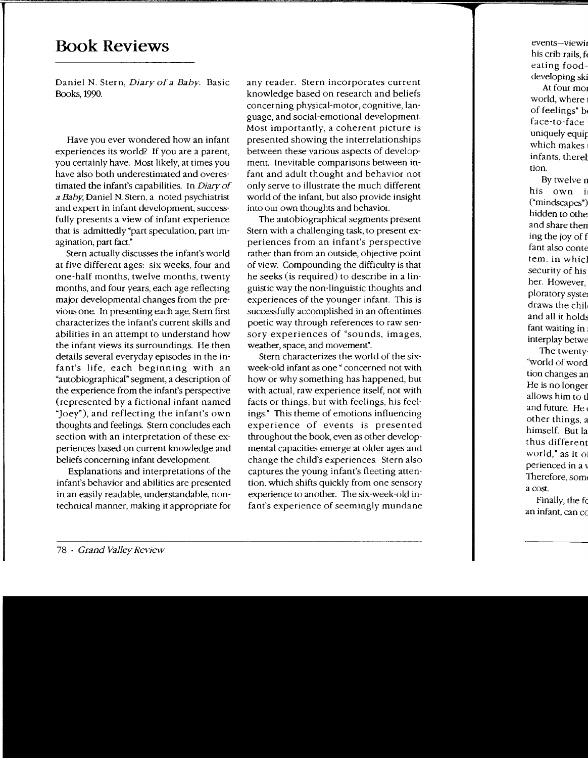# Book Reviews

Daniel N. Stern, *Diary of a Baby*. Basic Books, 1990.

Have you ever wondered how an infant experiences its world? If you are a parent, you certainly have. Most likely, at times you have also both underestimated and overestimated the infant's capabilities. In *Diary of a Baby*, Daniel N. Stern, a noted psychiatrist and expert in infant development, successfully presents a view of infant experience that is admittedly "part speculation, part imagination, part fact."

Stern actually discusses the infant's world at five different ages: six weeks, four and one-half months, twelve months, twenty months, and four years, each age reflecting major developmental changes from the previous one. In presenting each age, Stern first characterizes the infant's current skills and abilities in an attempt to understand how the infant views its surroundings. He then details several everyday episodes in the infant's life, each beginning with an "autobiographical" segment, a description of the experience from the infant's perspective (represented by a fictional infant named "Joey"), and reflecting the infant's own thoughts and feelings. Stern concludes each section with an interpretation of these experiences based on current knowledge and beliefs concerning infant development.

Explanations and interpretations of the infant's behavior and abilities are presented in an easily readable, understandable, nontechnical manner, making it appropriate for any reader. Stern incorporates current knowledge based on research and beliefs concerning physical-motor, cognitive, language, and social-emotional development. Most importantly, a coherent picture is presented showing the interrelationships between these various aspects of development. Inevitable comparisons between infant and adult thought and behavior not only serve to illustrate the much different world of the infant, but also provide insight into our own thoughts and behavior.

The autobiographical segments present Stern with a challenging task, to present experiences from an infant's perspective rather than from an outside, objective point of view. Compounding the difficulty is that he seeks (is required) to describe in a linguistic way the non-linguistic thoughts and experiences of the younger infant. This is successfully accomplished in an oftentimes poetic way through references to raw sensory experiences of "sounds, images, weather, space, and movement".

Stern characterizes the world of the six-week-old infant as one " concerned not with how or why something has happened, but with actual, raw experience itself, not with facts or things, but with feelings, his feelings." This theme of emotions influencing experience of events is presented throughout the book, even as other developmental capacities emerge at older ages and change the child's experiences. Stern also captures the young infant's fleeting attention, which shifts quickly from one sensory experience to another. The six-week-old infant's experience of seemingly mundane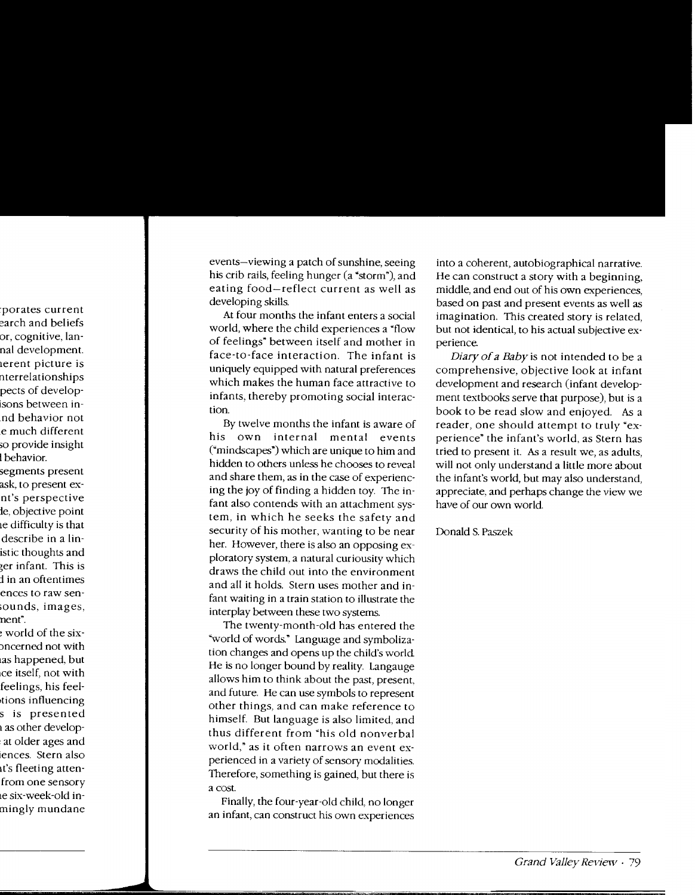events—viewing a patch of sunshine, seeing his crib rails, feeling hunger (a "storm"), and eating food—reflect current as well as developing skills.

At four months the infant enters a social world, where the child experiences a "flow of feelings" between itself and mother in face-to-face interaction. The infant is uniquely equipped with natural preferences which makes the human face attractive to infants, thereby promoting social interaction.

By twelve months the infant is aware of his own internal mental events ("mindscapes") which are unique to him and hidden to others unless he chooses to reveal and share them, as in the case of experiencing the joy of finding a hidden toy. The infant also contends with an attachment system, in which he seeks the safety and security of his mother, wanting to be near her. However, there is also an opposing exploratory system, a natural curiousity which draws the child out into the environment and all it holds. Stern uses mother and infant waiting in a train station to illustrate the interplay between these two systems.

The twenty-month-old has entered the "world of words." Language and symbolization changes and opens up the child's world. He is no longer bound by reality. Langauge allows him to think about the past, present, and future. He can use symbols to represent other things, and can make reference to himself. But language is also limited, and thus different from "his old nonverbal world," as it often narrows an event experienced in a variety of sensory modalities. Therefore, something is gained, but there is a cost.

Finally, the four-year-old child, no longer an infant, can construct his own experiences into a coherent, autobiographical narrative. He can construct a story with a beginning, middle, and end out of his own experiences, based on past and present events as well as imagination. This created story is related, but not identical, to his actual subjective experience.

*Diary of a Baby* is not intended to be a comprehensive, objective look at infant development and research (infant development textbooks serve that purpose), but is a book to be read slow and enjoyed. As a reader, one should attempt to truly "experience" the infant's world, as Stern has tried to present it. As a result we, as adults, will not only understand a little more about the infant's world, but may also understand, appreciate, and perhaps change the view we have of our own world.

Donald S. Paszek